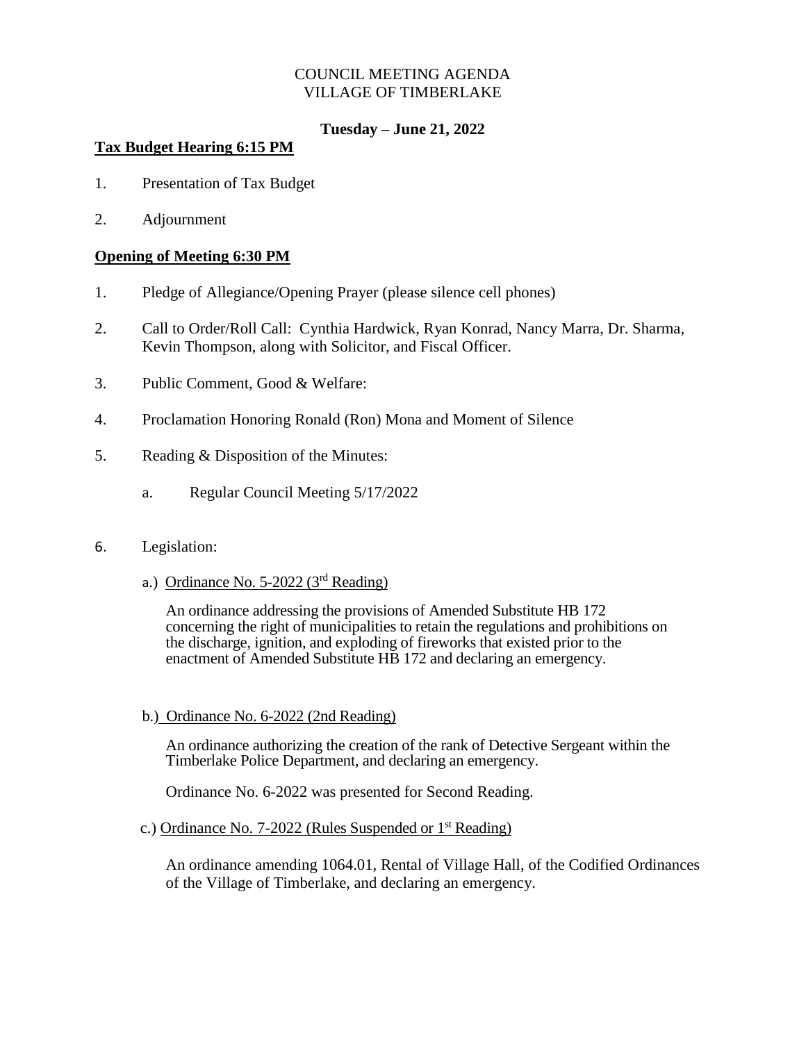COUNCIL MEETING AGENDA
VILLAGE OF TIMBERLAKE

**Tuesday – June 21, 2022**

**Tax Budget Hearing 6:15 PM**

1. Presentation of Tax Budget
2. Adjournment

**Opening of Meeting 6:30 PM**

1. Pledge of Allegiance/Opening Prayer (please silence cell phones)
2. Call to Order/Roll Call: Cynthia Hardwick, Ryan Konrad, Nancy Marra, Dr. Sharma, Kevin Thompson, along with Solicitor, and Fiscal Officer.
3. Public Comment, Good & Welfare:
4. Proclamation Honoring Ronald (Ron) Mona and Moment of Silence
5. Reading & Disposition of the Minutes:

    a. Regular Council Meeting 5/17/2022

6. Legislation:

    a.) Ordinance No. 5-2022 (3rd Reading)

    An ordinance addressing the provisions of Amended Substitute HB 172 concerning the right of municipalities to retain the regulations and prohibitions on the discharge, ignition, and exploding of fireworks that existed prior to the enactment of Amended Substitute HB 172 and declaring an emergency.

    b.) Ordinance No. 6-2022 (2nd Reading)

    An ordinance authorizing the creation of the rank of Detective Sergeant within the Timberlake Police Department, and declaring an emergency.

    Ordinance No. 6-2022 was presented for Second Reading.

    c.) Ordinance No. 7-2022 (Rules Suspended or 1st Reading)

    An ordinance amending 1064.01, Rental of Village Hall, of the Codified Ordinances of the Village of Timberlake, and declaring an emergency.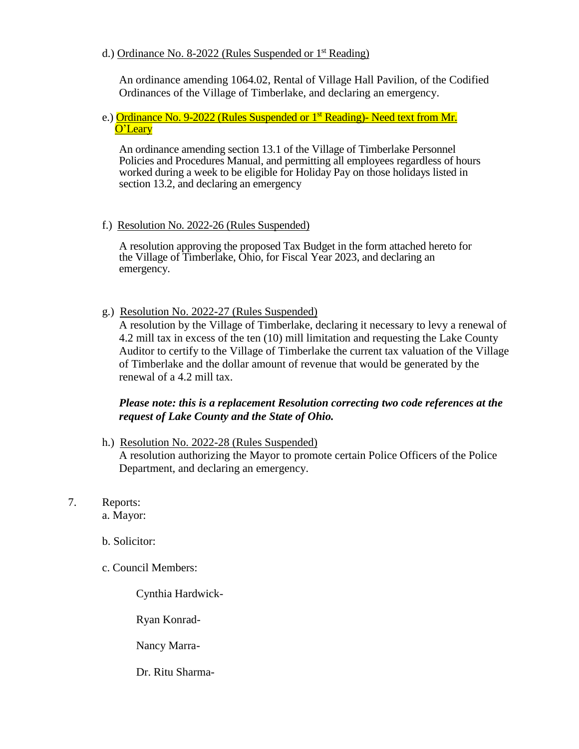d.) <u>Ordinance No. 8-2022 (Rules Suspended or 1st Reading)</u>

An ordinance amending 1064.02, Rental of Village Hall Pavilion, of the Codified Ordinances of the Village of Timberlake, and declaring an emergency.

e.) <u>Ordinance No. 9-2022 (Rules Suspended or 1st Reading)- Need text from Mr. O'Leary</u>

An ordinance amending section 13.1 of the Village of Timberlake Personnel Policies and Procedures Manual, and permitting all employees regardless of hours worked during a week to be eligible for Holiday Pay on those holidays listed in section 13.2, and declaring an emergency

f.) <u>Resolution No. 2022-26 (Rules Suspended)</u>

A resolution approving the proposed Tax Budget in the form attached hereto for the Village of Timberlake, Ohio, for Fiscal Year 2023, and declaring an emergency.

g.) <u>Resolution No. 2022-27 (Rules Suspended)</u>

A resolution by the Village of Timberlake, declaring it necessary to levy a renewal of 4.2 mill tax in excess of the ten (10) mill limitation and requesting the Lake County Auditor to certify to the Village of Timberlake the current tax valuation of the Village of Timberlake and the dollar amount of revenue that would be generated by the renewal of a 4.2 mill tax.

***Please note: this is a replacement Resolution correcting two code references at the request of Lake County and the State of Ohio.***

h.) <u>Resolution No. 2022-28 (Rules Suspended)</u>

A resolution authorizing the Mayor to promote certain Police Officers of the Police Department, and declaring an emergency.

7. Reports:

a. Mayor:

b. Solicitor:

c. Council Members:

Cynthia Hardwick-

Ryan Konrad-

Nancy Marra-

Dr. Ritu Sharma-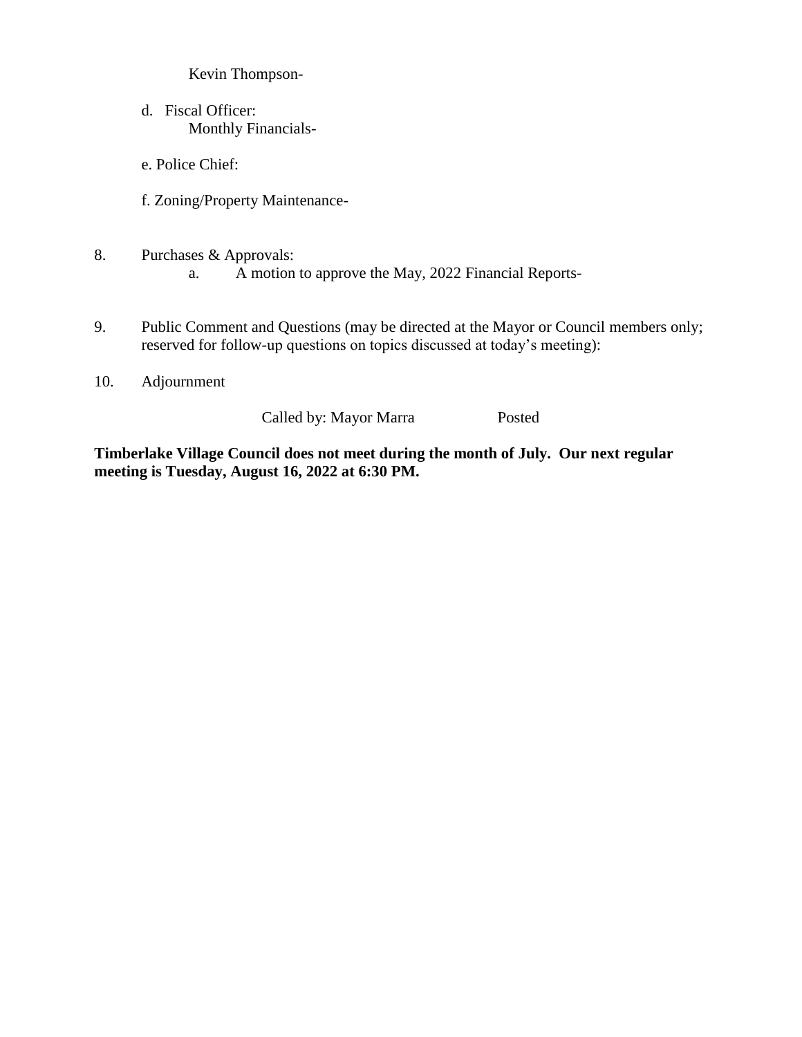Kevin Thompson-

d. Fiscal Officer:
   Monthly Financials-

e. Police Chief:

f. Zoning/Property Maintenance-

8. Purchases & Approvals:
   a. A motion to approve the May, 2022 Financial Reports-

9. Public Comment and Questions (may be directed at the Mayor or Council members only; reserved for follow-up questions on topics discussed at today's meeting):

10. Adjournment

Called by: Mayor Marra    Posted

**Timberlake Village Council does not meet during the month of July. Our next regular meeting is Tuesday, August 16, 2022 at 6:30 PM.**